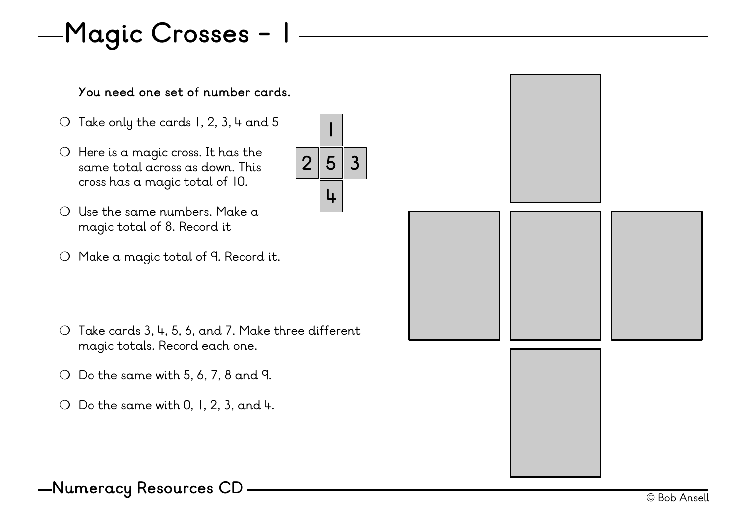# Magic Crosses - 1

**You need one set of number cards.**

- Take only the cards 1, 2, 3, 4 and 5
- Here is a magic cross. It has the same total across as down. This cross has a magic total of 10.

|   | 1 |   |
|---|---|---|
| 2 | 5 | 3 |
|   | 4 |   |

- Use the same numbers. Make a magic total of 8. Record it
- Make a magic total of 9. Record it.

- Take cards 3, 4, 5, 6, and 7. Make three different magic totals. Record each one.
- Do the same with 5, 6, 7, 8 and 9.
- Do the same with 0, 1, 2, 3, and 4.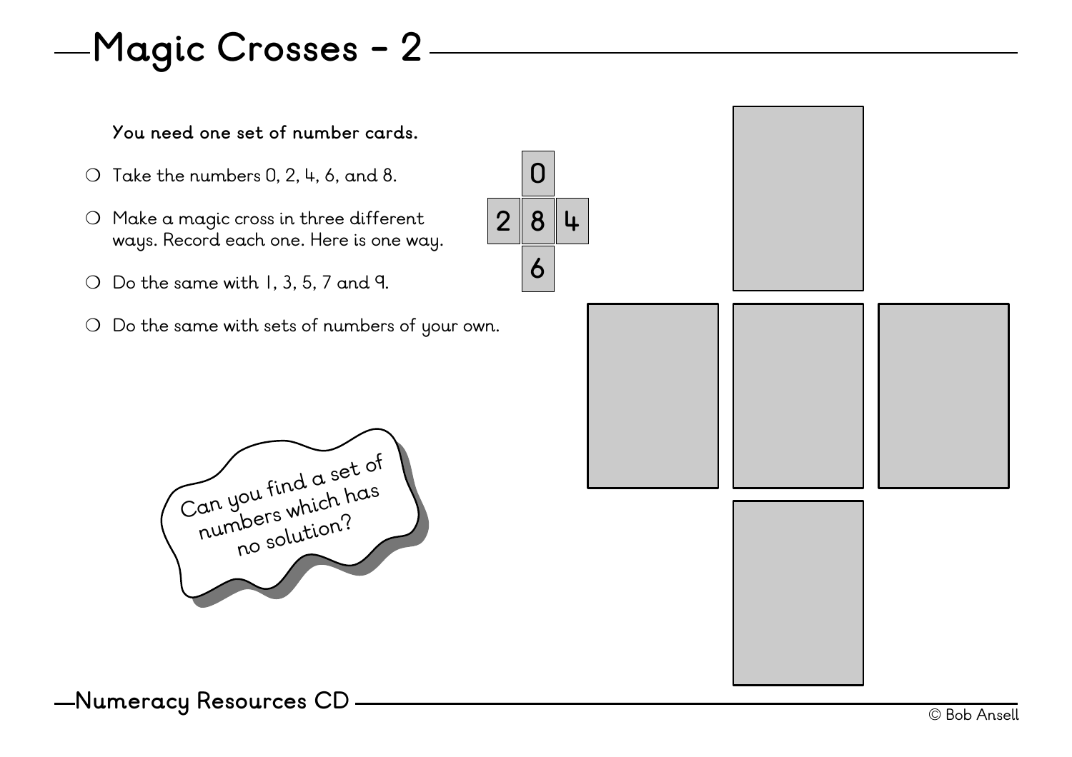# Magic Crosses - 2

**You need one set of number cards.**

- Take the numbers 0, 2, 4, 6, and 8.
- Make a magic cross in three different ways. Record each one. Here is one way.
- Do the same with 1, 3, 5, 7 and 9.
- Do the same with sets of numbers of your own.

| | 0 | |
|---|---|---|
| 2 | 8 | 4 |
| | 6 | |

Can you find a set of numbers which has no solution?

Numeracy Resources CD

© Bob Ansell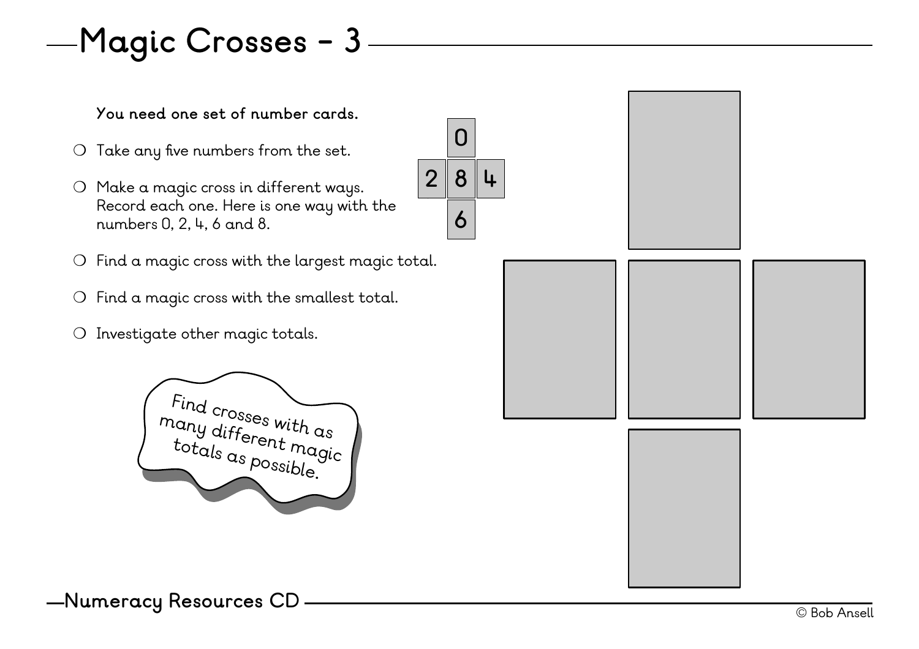# Magic Crosses – 3

**You need one set of number cards.**

- Take any five numbers from the set.
- Make a magic cross in different ways. Record each one. Here is one way with the numbers 0, 2, 4, 6 and 8.
- Find a magic cross with the largest magic total.
- Find a magic cross with the smallest total.
- Investigate other magic totals.

| | | |
|---|---|---|
| | 0 | |
| 2 | 8 | 4 |
| | 6 | |

Find crosses with as many different magic totals as possible.

Numeracy Resources CD

© Bob Ansell